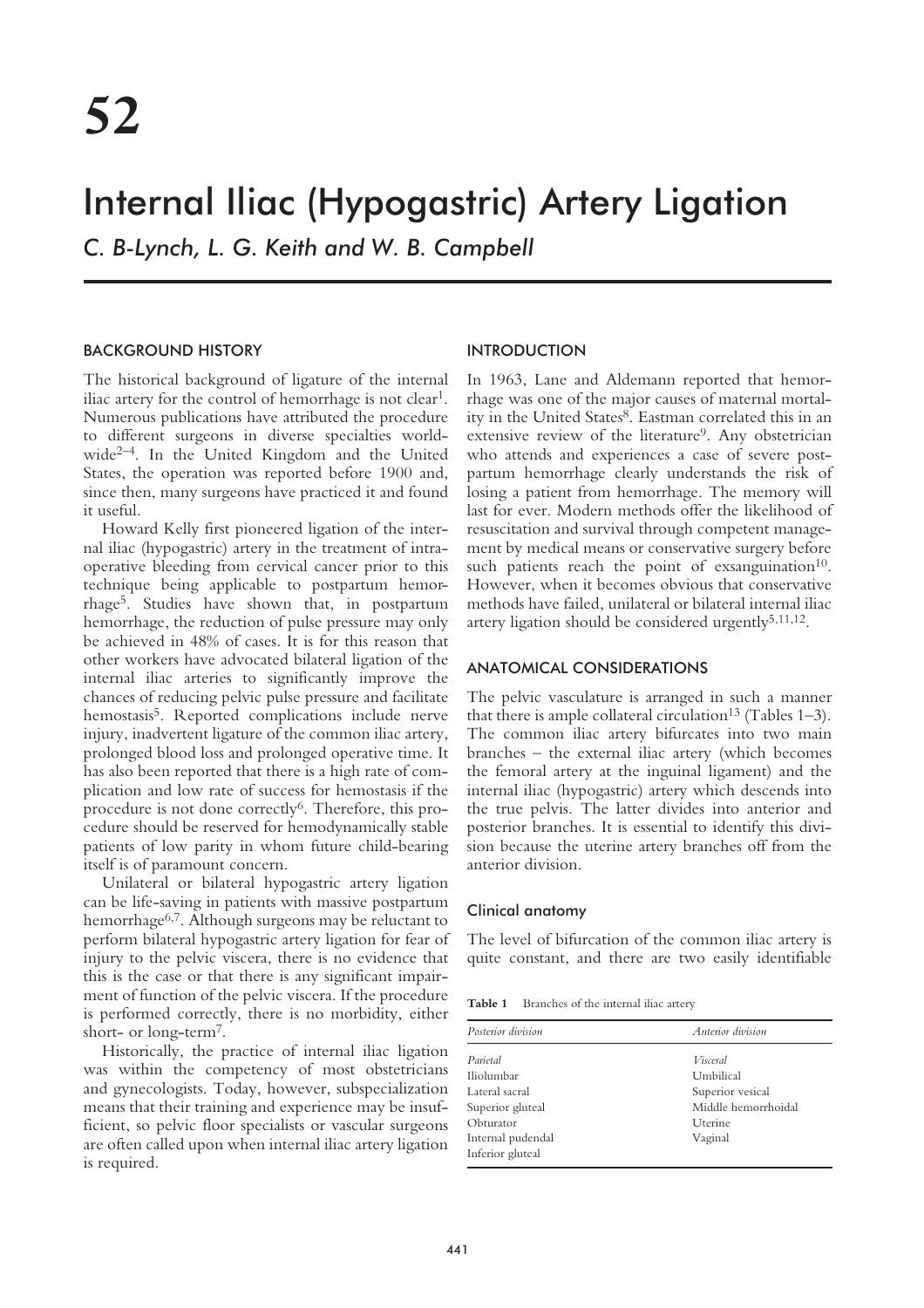# 52

# Internal Iliac (Hypogastric) Artery Ligation

*C. B-Lynch, L. G. Keith and W. B. Campbell*

## BACKGROUND HISTORY

The historical background of ligature of the internal iliac artery for the control of hemorrhage is not clear[1]. Numerous publications have attributed the procedure to different surgeons in diverse specialties worldwide[2–4]. In the United Kingdom and the United States, the operation was reported before 1900 and, since then, many surgeons have practiced it and found it useful.

Howard Kelly first pioneered ligation of the internal iliac (hypogastric) artery in the treatment of intraoperative bleeding from cervical cancer prior to this technique being applicable to postpartum hemorrhage[5]. Studies have shown that, in postpartum hemorrhage, the reduction of pulse pressure may only be achieved in 48% of cases. It is for this reason that other workers have advocated bilateral ligation of the internal iliac arteries to significantly improve the chances of reducing pelvic pulse pressure and facilitate hemostasis[5]. Reported complications include nerve injury, inadvertent ligature of the common iliac artery, prolonged blood loss and prolonged operative time. It has also been reported that there is a high rate of complication and low rate of success for hemostasis if the procedure is not done correctly[6]. Therefore, this procedure should be reserved for hemodynamically stable patients of low parity in whom future child-bearing itself is of paramount concern.

Unilateral or bilateral hypogastric artery ligation can be life-saving in patients with massive postpartum hemorrhage[6,7]. Although surgeons may be reluctant to perform bilateral hypogastric artery ligation for fear of injury to the pelvic viscera, there is no evidence that this is the case or that there is any significant impairment of function of the pelvic viscera. If the procedure is performed correctly, there is no morbidity, either short- or long-term[7].

Historically, the practice of internal iliac ligation was within the competency of most obstetricians and gynecologists. Today, however, subspecialization means that their training and experience may be insufficient, so pelvic floor specialists or vascular surgeons are often called upon when internal iliac artery ligation is required.

## INTRODUCTION

In 1963, Lane and Aldemann reported that hemorrhage was one of the major causes of maternal mortality in the United States[8]. Eastman correlated this in an extensive review of the literature[9]. Any obstetrician who attends and experiences a case of severe postpartum hemorrhage clearly understands the risk of losing a patient from hemorrhage. The memory will last for ever. Modern methods offer the likelihood of resuscitation and survival through competent management by medical means or conservative surgery before such patients reach the point of exsanguination[10]. However, when it becomes obvious that conservative methods have failed, unilateral or bilateral internal iliac artery ligation should be considered urgently[5,11,12].

## ANATOMICAL CONSIDERATIONS

The pelvic vasculature is arranged in such a manner that there is ample collateral circulation[13] (Tables 1–3). The common iliac artery bifurcates into two main branches – the external iliac artery (which becomes the femoral artery at the inguinal ligament) and the internal iliac (hypogastric) artery which descends into the true pelvis. The latter divides into anterior and posterior branches. It is essential to identify this division because the uterine artery branches off from the anterior division.

### Clinical anatomy

The level of bifurcation of the common iliac artery is quite constant, and there are two easily identifiable

**Table 1** Branches of the internal iliac artery

| *Posterior division* | *Anterior division* |
|---|---|
| *Parietal* | *Visceral* |
| Iliolumbar | Umbilical |
| Lateral sacral | Superior vesical |
| Superior gluteal | Middle hemorrhoidal |
| Obturator | Uterine |
| Internal pudendal | Vaginal |
| Inferior gluteal | |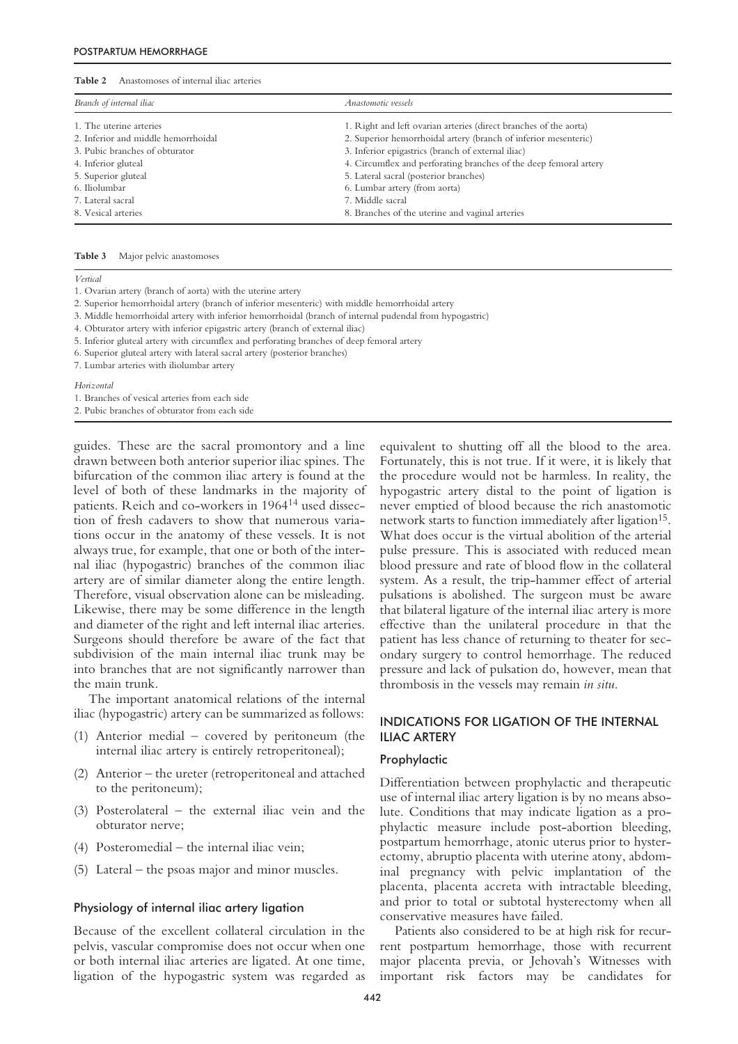**Table 2** Anastomoses of internal iliac arteries

| *Branch of internal iliac* | *Anastomotic vessels* |
|---|---|
| 1. The uterine arteries | 1. Right and left ovarian arteries (direct branches of the aorta) |
| 2. Inferior and middle hemorrhoidal | 2. Superior hemorrhoidal artery (branch of inferior mesenteric) |
| 3. Pubic branches of obturator | 3. Inferior epigastrics (branch of external iliac) |
| 4. Inferior gluteal | 4. Circumflex and perforating branches of the deep femoral artery |
| 5. Superior gluteal | 5. Lateral sacral (posterior branches) |
| 6. Iliolumbar | 6. Lumbar artery (from aorta) |
| 7. Lateral sacral | 7. Middle sacral |
| 8. Vesical arteries | 8. Branches of the uterine and vaginal arteries |

**Table 3** Major pelvic anastomoses

| |
|---|
| *Vertical* |
| 1. Ovarian artery (branch of aorta) with the uterine artery |
| 2. Superior hemorrhoidal artery (branch of inferior mesenteric) with middle hemorrhoidal artery |
| 3. Middle hemorrhoidal artery with inferior hemorrhoidal (branch of internal pudendal from hypogastric) |
| 4. Obturator artery with inferior epigastric artery (branch of external iliac) |
| 5. Inferior gluteal artery with circumflex and perforating branches of deep femoral artery |
| 6. Superior gluteal artery with lateral sacral artery (posterior branches) |
| 7. Lumbar arteries with iliolumbar artery |
| *Horizontal* |
| 1. Branches of vesical arteries from each side |
| 2. Pubic branches of obturator from each side |

guides. These are the sacral promontory and a line drawn between both anterior superior iliac spines. The bifurcation of the common iliac artery is found at the level of both of these landmarks in the majority of patients. Reich and co-workers in 1964[14] used dissection of fresh cadavers to show that numerous variations occur in the anatomy of these vessels. It is not always true, for example, that one or both of the internal iliac (hypogastric) branches of the common iliac artery are of similar diameter along the entire length. Therefore, visual observation alone can be misleading. Likewise, there may be some difference in the length and diameter of the right and left internal iliac arteries. Surgeons should therefore be aware of the fact that subdivision of the main internal iliac trunk may be into branches that are not significantly narrower than the main trunk.

The important anatomical relations of the internal iliac (hypogastric) artery can be summarized as follows:

(1) Anterior medial – covered by peritoneum (the internal iliac artery is entirely retroperitoneal);

(2) Anterior – the ureter (retroperitoneal and attached to the peritoneum);

(3) Posterolateral – the external iliac vein and the obturator nerve;

(4) Posteromedial – the internal iliac vein;

(5) Lateral – the psoas major and minor muscles.

### Physiology of internal iliac artery ligation

Because of the excellent collateral circulation in the pelvis, vascular compromise does not occur when one or both internal iliac arteries are ligated. At one time, ligation of the hypogastric system was regarded as equivalent to shutting off all the blood to the area. Fortunately, this is not true. If it were, it is likely that the procedure would not be harmless. In reality, the hypogastric artery distal to the point of ligation is never emptied of blood because the rich anastomotic network starts to function immediately after ligation[15]. What does occur is the virtual abolition of the arterial pulse pressure. This is associated with reduced mean blood pressure and rate of blood flow in the collateral system. As a result, the trip-hammer effect of arterial pulsations is abolished. The surgeon must be aware that bilateral ligature of the internal iliac artery is more effective than the unilateral procedure in that the patient has less chance of returning to theater for secondary surgery to control hemorrhage. The reduced pressure and lack of pulsation do, however, mean that thrombosis in the vessels may remain *in situ*.

## INDICATIONS FOR LIGATION OF THE INTERNAL ILIAC ARTERY

### Prophylactic

Differentiation between prophylactic and therapeutic use of internal iliac artery ligation is by no means absolute. Conditions that may indicate ligation as a prophylactic measure include post-abortion bleeding, postpartum hemorrhage, atonic uterus prior to hysterectomy, abruptio placenta with uterine atony, abdominal pregnancy with pelvic implantation of the placenta, placenta accreta with intractable bleeding, and prior to total or subtotal hysterectomy when all conservative measures have failed.

Patients also considered to be at high risk for recurrent postpartum hemorrhage, those with recurrent major placenta previa, or Jehovah's Witnesses with important risk factors may be candidates for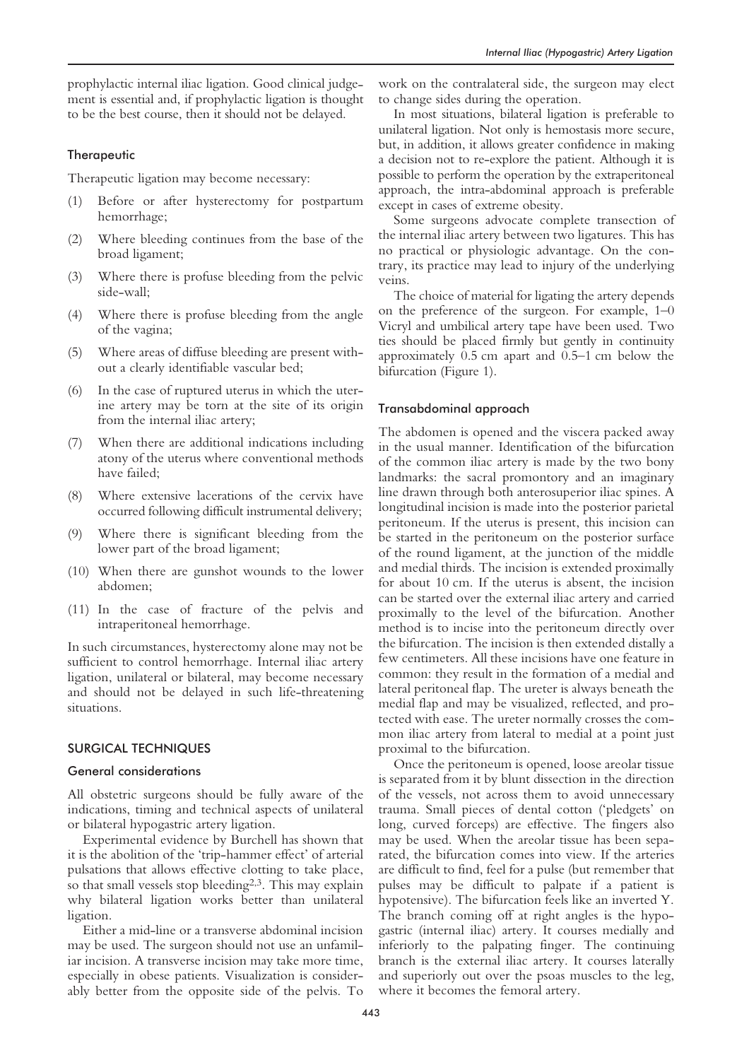prophylactic internal iliac ligation. Good clinical judgement is essential and, if prophylactic ligation is thought to be the best course, then it should not be delayed.

### Therapeutic

Therapeutic ligation may become necessary:

(1) Before or after hysterectomy for postpartum hemorrhage;

(2) Where bleeding continues from the base of the broad ligament;

(3) Where there is profuse bleeding from the pelvic side-wall;

(4) Where there is profuse bleeding from the angle of the vagina;

(5) Where areas of diffuse bleeding are present without a clearly identifiable vascular bed;

(6) In the case of ruptured uterus in which the uterine artery may be torn at the site of its origin from the internal iliac artery;

(7) When there are additional indications including atony of the uterus where conventional methods have failed;

(8) Where extensive lacerations of the cervix have occurred following difficult instrumental delivery;

(9) Where there is significant bleeding from the lower part of the broad ligament;

(10) When there are gunshot wounds to the lower abdomen;

(11) In the case of fracture of the pelvis and intraperitoneal hemorrhage.

In such circumstances, hysterectomy alone may not be sufficient to control hemorrhage. Internal iliac artery ligation, unilateral or bilateral, may become necessary and should not be delayed in such life-threatening situations.

## SURGICAL TECHNIQUES

### General considerations

All obstetric surgeons should be fully aware of the indications, timing and technical aspects of unilateral or bilateral hypogastric artery ligation.

Experimental evidence by Burchell has shown that it is the abolition of the 'trip-hammer effect' of arterial pulsations that allows effective clotting to take place, so that small vessels stop bleeding[2,3]. This may explain why bilateral ligation works better than unilateral ligation.

Either a mid-line or a transverse abdominal incision may be used. The surgeon should not use an unfamiliar incision. A transverse incision may take more time, especially in obese patients. Visualization is considerably better from the opposite side of the pelvis. To work on the contralateral side, the surgeon may elect to change sides during the operation.

In most situations, bilateral ligation is preferable to unilateral ligation. Not only is hemostasis more secure, but, in addition, it allows greater confidence in making a decision not to re-explore the patient. Although it is possible to perform the operation by the extraperitoneal approach, the intra-abdominal approach is preferable except in cases of extreme obesity.

Some surgeons advocate complete transection of the internal iliac artery between two ligatures. This has no practical or physiologic advantage. On the contrary, its practice may lead to injury of the underlying veins.

The choice of material for ligating the artery depends on the preference of the surgeon. For example, 1–0 Vicryl and umbilical artery tape have been used. Two ties should be placed firmly but gently in continuity approximately 0.5 cm apart and 0.5–1 cm below the bifurcation (Figure 1).

### Transabdominal approach

The abdomen is opened and the viscera packed away in the usual manner. Identification of the bifurcation of the common iliac artery is made by the two bony landmarks: the sacral promontory and an imaginary line drawn through both anterosuperior iliac spines. A longitudinal incision is made into the posterior parietal peritoneum. If the uterus is present, this incision can be started in the peritoneum on the posterior surface of the round ligament, at the junction of the middle and medial thirds. The incision is extended proximally for about 10 cm. If the uterus is absent, the incision can be started over the external iliac artery and carried proximally to the level of the bifurcation. Another method is to incise into the peritoneum directly over the bifurcation. The incision is then extended distally a few centimeters. All these incisions have one feature in common: they result in the formation of a medial and lateral peritoneal flap. The ureter is always beneath the medial flap and may be visualized, reflected, and protected with ease. The ureter normally crosses the common iliac artery from lateral to medial at a point just proximal to the bifurcation.

Once the peritoneum is opened, loose areolar tissue is separated from it by blunt dissection in the direction of the vessels, not across them to avoid unnecessary trauma. Small pieces of dental cotton ('pledgets' on long, curved forceps) are effective. The fingers also may be used. When the areolar tissue has been separated, the bifurcation comes into view. If the arteries are difficult to find, feel for a pulse (but remember that pulses may be difficult to palpate if a patient is hypotensive). The bifurcation feels like an inverted Y. The branch coming off at right angles is the hypogastric (internal iliac) artery. It courses medially and inferiorly to the palpating finger. The continuing branch is the external iliac artery. It courses laterally and superiorly out over the psoas muscles to the leg, where it becomes the femoral artery.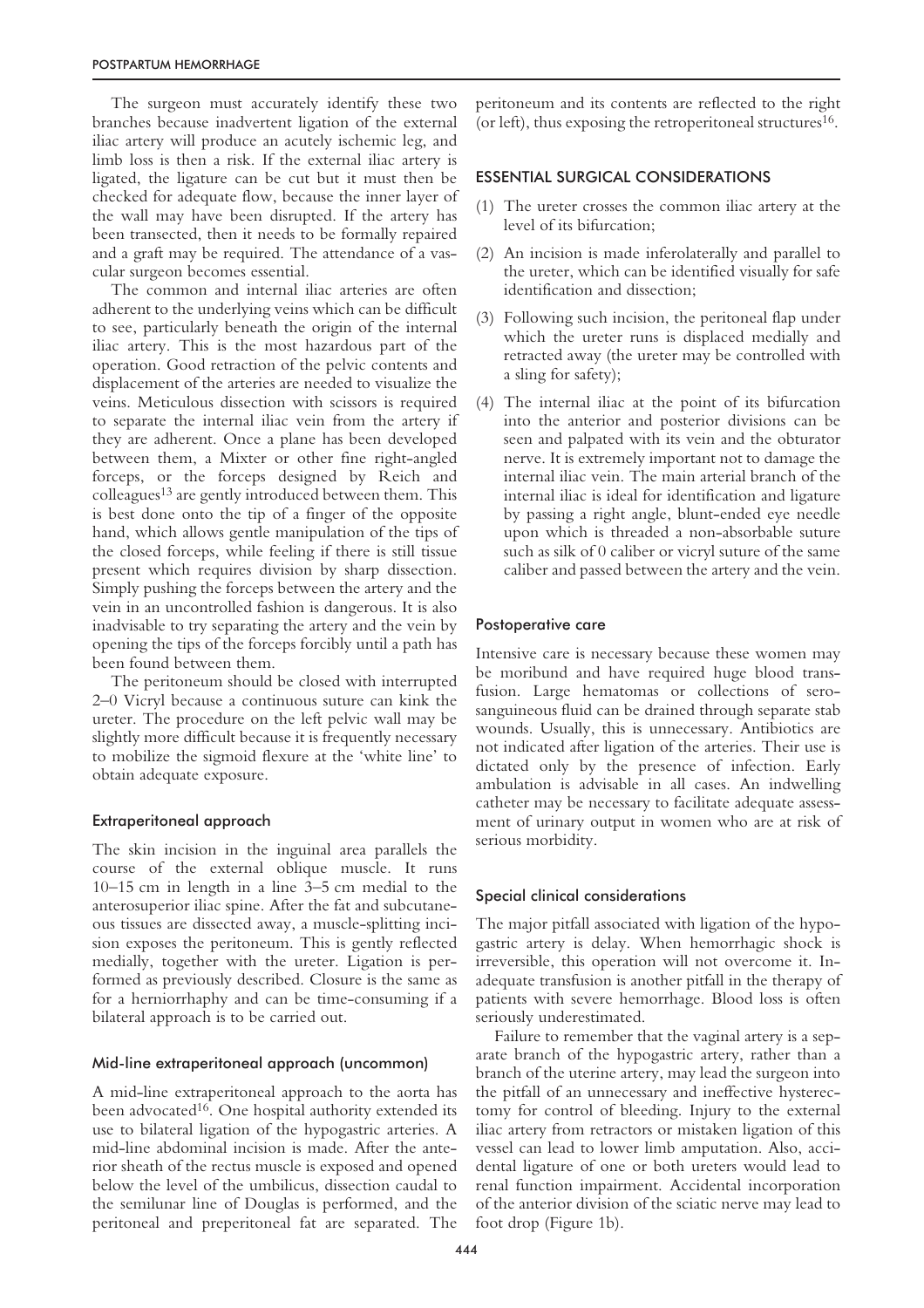The surgeon must accurately identify these two branches because inadvertent ligation of the external iliac artery will produce an acutely ischemic leg, and limb loss is then a risk. If the external iliac artery is ligated, the ligature can be cut but it must then be checked for adequate flow, because the inner layer of the wall may have been disrupted. If the artery has been transected, then it needs to be formally repaired and a graft may be required. The attendance of a vascular surgeon becomes essential.

The common and internal iliac arteries are often adherent to the underlying veins which can be difficult to see, particularly beneath the origin of the internal iliac artery. This is the most hazardous part of the operation. Good retraction of the pelvic contents and displacement of the arteries are needed to visualize the veins. Meticulous dissection with scissors is required to separate the internal iliac vein from the artery if they are adherent. Once a plane has been developed between them, a Mixter or other fine right-angled forceps, or the forceps designed by Reich and colleagues[13] are gently introduced between them. This is best done onto the tip of a finger of the opposite hand, which allows gentle manipulation of the tips of the closed forceps, while feeling if there is still tissue present which requires division by sharp dissection. Simply pushing the forceps between the artery and the vein in an uncontrolled fashion is dangerous. It is also inadvisable to try separating the artery and the vein by opening the tips of the forceps forcibly until a path has been found between them.

The peritoneum should be closed with interrupted 2–0 Vicryl because a continuous suture can kink the ureter. The procedure on the left pelvic wall may be slightly more difficult because it is frequently necessary to mobilize the sigmoid flexure at the 'white line' to obtain adequate exposure.

### Extraperitoneal approach

The skin incision in the inguinal area parallels the course of the external oblique muscle. It runs 10–15 cm in length in a line 3–5 cm medial to the anterosuperior iliac spine. After the fat and subcutaneous tissues are dissected away, a muscle-splitting incision exposes the peritoneum. This is gently reflected medially, together with the ureter. Ligation is performed as previously described. Closure is the same as for a herniorrhaphy and can be time-consuming if a bilateral approach is to be carried out.

### Mid-line extraperitoneal approach (uncommon)

A mid-line extraperitoneal approach to the aorta has been advocated[16]. One hospital authority extended its use to bilateral ligation of the hypogastric arteries. A mid-line abdominal incision is made. After the anterior sheath of the rectus muscle is exposed and opened below the level of the umbilicus, dissection caudal to the semilunar line of Douglas is performed, and the peritoneal and preperitoneal fat are separated. The peritoneum and its contents are reflected to the right (or left), thus exposing the retroperitoneal structures[16].

## ESSENTIAL SURGICAL CONSIDERATIONS

(1) The ureter crosses the common iliac artery at the level of its bifurcation;

(2) An incision is made inferolaterally and parallel to the ureter, which can be identified visually for safe identification and dissection;

(3) Following such incision, the peritoneal flap under which the ureter runs is displaced medially and retracted away (the ureter may be controlled with a sling for safety);

(4) The internal iliac at the point of its bifurcation into the anterior and posterior divisions can be seen and palpated with its vein and the obturator nerve. It is extremely important not to damage the internal iliac vein. The main arterial branch of the internal iliac is ideal for identification and ligature by passing a right angle, blunt-ended eye needle upon which is threaded a non-absorbable suture such as silk of 0 caliber or vicryl suture of the same caliber and passed between the artery and the vein.

### Postoperative care

Intensive care is necessary because these women may be moribund and have required huge blood transfusion. Large hematomas or collections of serosanguineous fluid can be drained through separate stab wounds. Usually, this is unnecessary. Antibiotics are not indicated after ligation of the arteries. Their use is dictated only by the presence of infection. Early ambulation is advisable in all cases. An indwelling catheter may be necessary to facilitate adequate assessment of urinary output in women who are at risk of serious morbidity.

### Special clinical considerations

The major pitfall associated with ligation of the hypogastric artery is delay. When hemorrhagic shock is irreversible, this operation will not overcome it. Inadequate transfusion is another pitfall in the therapy of patients with severe hemorrhage. Blood loss is often seriously underestimated.

Failure to remember that the vaginal artery is a separate branch of the hypogastric artery, rather than a branch of the uterine artery, may lead the surgeon into the pitfall of an unnecessary and ineffective hysterectomy for control of bleeding. Injury to the external iliac artery from retractors or mistaken ligation of this vessel can lead to lower limb amputation. Also, accidental ligature of one or both ureters would lead to renal function impairment. Accidental incorporation of the anterior division of the sciatic nerve may lead to foot drop (Figure 1b).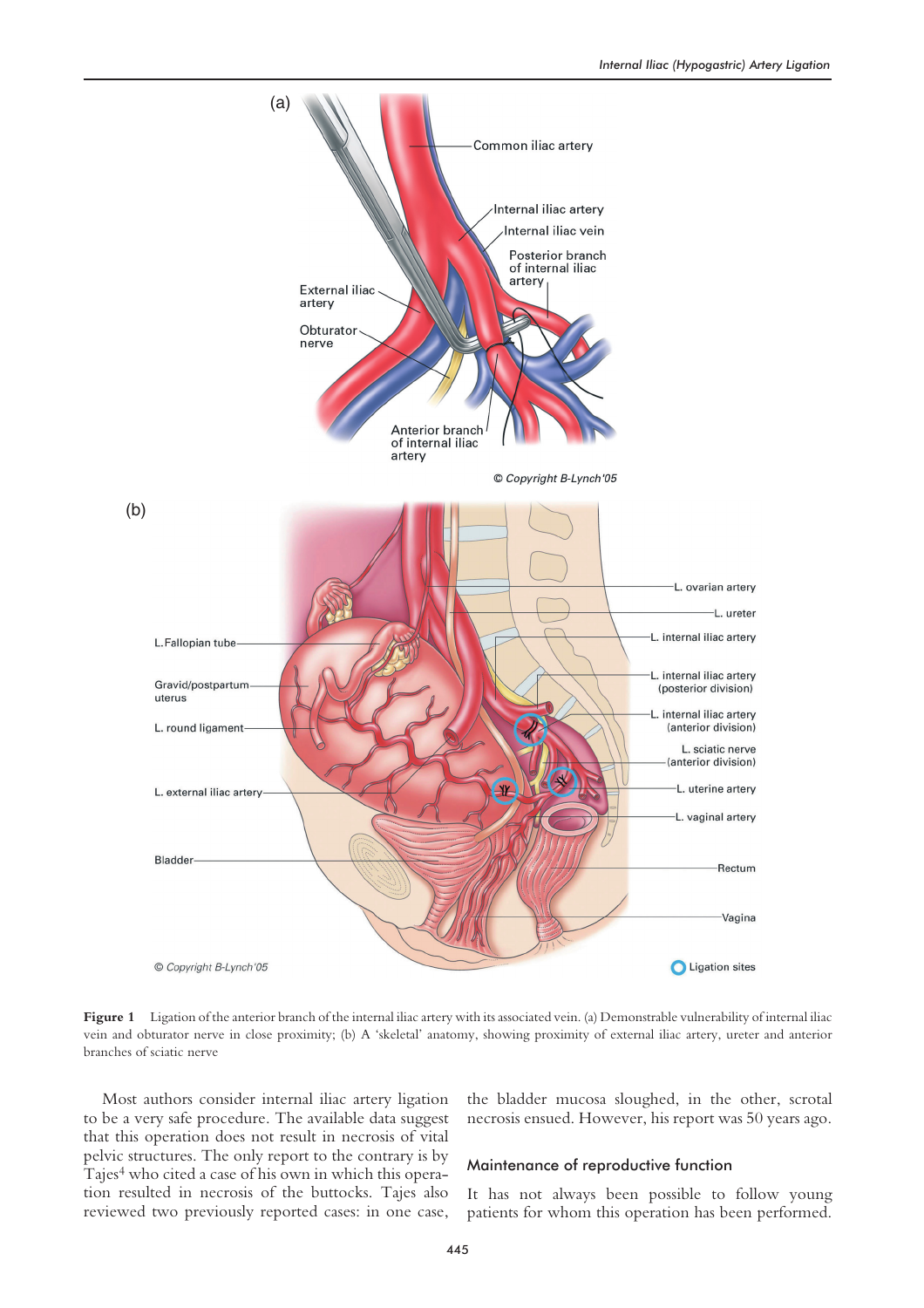**Figure 1** Ligation of the anterior branch of the internal iliac artery with its associated vein. (a) Demonstrable vulnerability of internal iliac vein and obturator nerve in close proximity; (b) A 'skeletal' anatomy, showing proximity of external iliac artery, ureter and anterior branches of sciatic nerve

Most authors consider internal iliac artery ligation to be a very safe procedure. The available data suggest that this operation does not result in necrosis of vital pelvic structures. The only report to the contrary is by Tajes[4] who cited a case of his own in which this operation resulted in necrosis of the buttocks. Tajes also reviewed two previously reported cases: in one case, the bladder mucosa sloughed, in the other, scrotal necrosis ensued. However, his report was 50 years ago.

## Maintenance of reproductive function

It has not always been possible to follow young patients for whom this operation has been performed.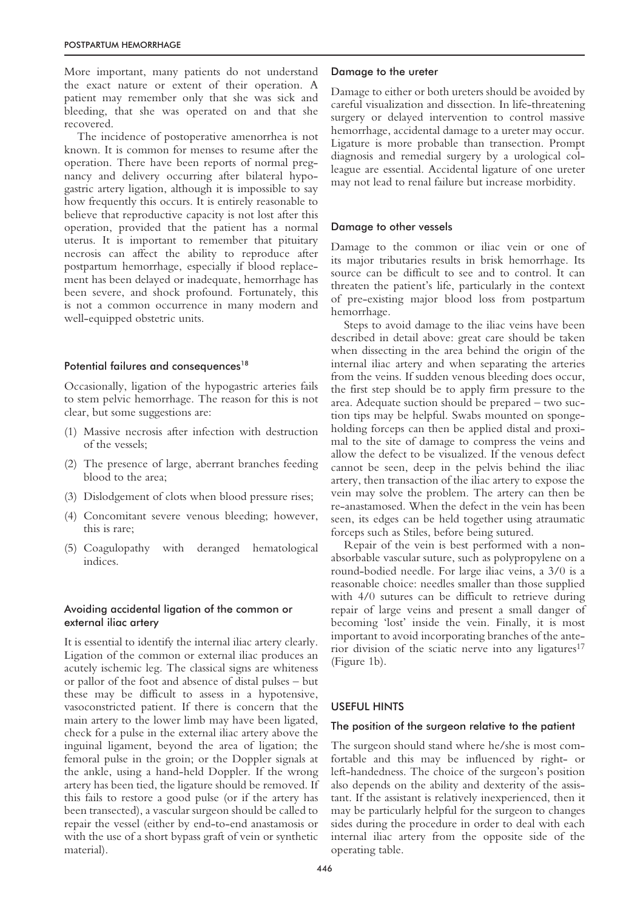More important, many patients do not understand the exact nature or extent of their operation. A patient may remember only that she was sick and bleeding, that she was operated on and that she recovered.

The incidence of postoperative amenorrhea is not known. It is common for menses to resume after the operation. There have been reports of normal pregnancy and delivery occurring after bilateral hypogastric artery ligation, although it is impossible to say how frequently this occurs. It is entirely reasonable to believe that reproductive capacity is not lost after this operation, provided that the patient has a normal uterus. It is important to remember that pituitary necrosis can affect the ability to reproduce after postpartum hemorrhage, especially if blood replacement has been delayed or inadequate, hemorrhage has been severe, and shock profound. Fortunately, this is not a common occurrence in many modern and well-equipped obstetric units.

### Potential failures and consequences[18]

Occasionally, ligation of the hypogastric arteries fails to stem pelvic hemorrhage. The reason for this is not clear, but some suggestions are:

(1) Massive necrosis after infection with destruction of the vessels;

(2) The presence of large, aberrant branches feeding blood to the area;

(3) Dislodgement of clots when blood pressure rises;

(4) Concomitant severe venous bleeding; however, this is rare;

(5) Coagulopathy with deranged hematological indices.

### Avoiding accidental ligation of the common or external iliac artery

It is essential to identify the internal iliac artery clearly. Ligation of the common or external iliac produces an acutely ischemic leg. The classical signs are whiteness or pallor of the foot and absence of distal pulses – but these may be difficult to assess in a hypotensive, vasoconstricted patient. If there is concern that the main artery to the lower limb may have been ligated, check for a pulse in the external iliac artery above the inguinal ligament, beyond the area of ligation; the femoral pulse in the groin; or the Doppler signals at the ankle, using a hand-held Doppler. If the wrong artery has been tied, the ligature should be removed. If this fails to restore a good pulse (or if the artery has been transected), a vascular surgeon should be called to repair the vessel (either by end-to-end anastamosis or with the use of a short bypass graft of vein or synthetic material).

### Damage to the ureter

Damage to either or both ureters should be avoided by careful visualization and dissection. In life-threatening surgery or delayed intervention to control massive hemorrhage, accidental damage to a ureter may occur. Ligature is more probable than transection. Prompt diagnosis and remedial surgery by a urological colleague are essential. Accidental ligature of one ureter may not lead to renal failure but increase morbidity.

### Damage to other vessels

Damage to the common or iliac vein or one of its major tributaries results in brisk hemorrhage. Its source can be difficult to see and to control. It can threaten the patient's life, particularly in the context of pre-existing major blood loss from postpartum hemorrhage.

Steps to avoid damage to the iliac veins have been described in detail above: great care should be taken when dissecting in the area behind the origin of the internal iliac artery and when separating the arteries from the veins. If sudden venous bleeding does occur, the first step should be to apply firm pressure to the area. Adequate suction should be prepared – two suction tips may be helpful. Swabs mounted on sponge-holding forceps can then be applied distal and proximal to the site of damage to compress the veins and allow the defect to be visualized. If the venous defect cannot be seen, deep in the pelvis behind the iliac artery, then transaction of the iliac artery to expose the vein may solve the problem. The artery can then be re-anastamosed. When the defect in the vein has been seen, its edges can be held together using atraumatic forceps such as Stiles, before being sutured.

Repair of the vein is best performed with a non-absorbable vascular suture, such as polypropylene on a round-bodied needle. For large iliac veins, a 3/0 is a reasonable choice: needles smaller than those supplied with 4/0 sutures can be difficult to retrieve during repair of large veins and present a small danger of becoming 'lost' inside the vein. Finally, it is most important to avoid incorporating branches of the anterior division of the sciatic nerve into any ligatures[17] (Figure 1b).

## USEFUL HINTS

### The position of the surgeon relative to the patient

The surgeon should stand where he/she is most comfortable and this may be influenced by right- or left-handedness. The choice of the surgeon's position also depends on the ability and dexterity of the assistant. If the assistant is relatively inexperienced, then it may be particularly helpful for the surgeon to changes sides during the procedure in order to deal with each internal iliac artery from the opposite side of the operating table.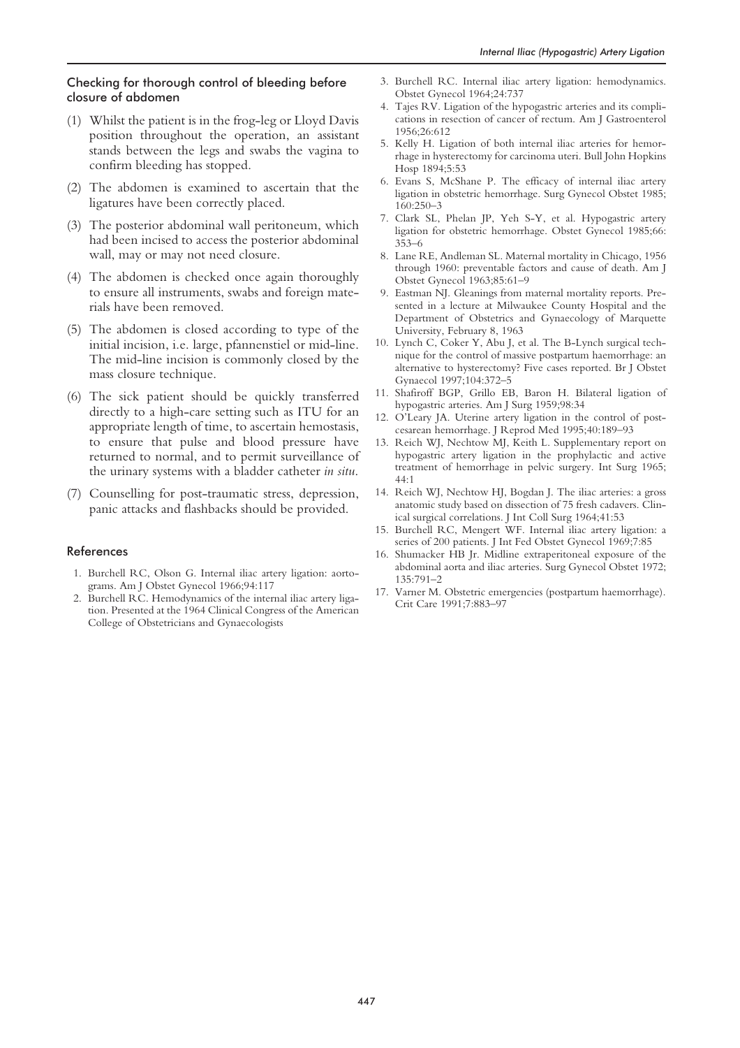### Checking for thorough control of bleeding before closure of abdomen

(1) Whilst the patient is in the frog-leg or Lloyd Davis position throughout the operation, an assistant stands between the legs and swabs the vagina to confirm bleeding has stopped.

(2) The abdomen is examined to ascertain that the ligatures have been correctly placed.

(3) The posterior abdominal wall peritoneum, which had been incised to access the posterior abdominal wall, may or may not need closure.

(4) The abdomen is checked once again thoroughly to ensure all instruments, swabs and foreign materials have been removed.

(5) The abdomen is closed according to type of the initial incision, i.e. large, pfannenstiel or mid-line. The mid-line incision is commonly closed by the mass closure technique.

(6) The sick patient should be quickly transferred directly to a high-care setting such as ITU for an appropriate length of time, to ascertain hemostasis, to ensure that pulse and blood pressure have returned to normal, and to permit surveillance of the urinary systems with a bladder catheter *in situ*.

(7) Counselling for post-traumatic stress, depression, panic attacks and flashbacks should be provided.

## References

1. Burchell RC, Olson G. Internal iliac artery ligation: aortograms. Am J Obstet Gynecol 1966;94:117
2. Burchell RC. Hemodynamics of the internal iliac artery ligation. Presented at the 1964 Clinical Congress of the American College of Obstetricians and Gynaecologists
3. Burchell RC. Internal iliac artery ligation: hemodynamics. Obstet Gynecol 1964;24:737
4. Tajes RV. Ligation of the hypogastric arteries and its complications in resection of cancer of rectum. Am J Gastroenterol 1956;26:612
5. Kelly H. Ligation of both internal iliac arteries for hemorrhage in hysterectomy for carcinoma uteri. Bull John Hopkins Hosp 1894;5:53
6. Evans S, McShane P. The efficacy of internal iliac artery ligation in obstetric hemorrhage. Surg Gynecol Obstet 1985; 160:250–3
7. Clark SL, Phelan JP, Yeh S-Y, et al. Hypogastric artery ligation for obstetric hemorrhage. Obstet Gynecol 1985;66: 353–6
8. Lane RE, Andleman SL. Maternal mortality in Chicago, 1956 through 1960: preventable factors and cause of death. Am J Obstet Gynecol 1963;85:61–9
9. Eastman NJ. Gleanings from maternal mortality reports. Presented in a lecture at Milwaukee County Hospital and the Department of Obstetrics and Gynaecology of Marquette University, February 8, 1963
10. Lynch C, Coker Y, Abu J, et al. The B-Lynch surgical technique for the control of massive postpartum haemorrhage: an alternative to hysterectomy? Five cases reported. Br J Obstet Gynaecol 1997;104:372–5
11. Shafiroff BGP, Grillo EB, Baron H. Bilateral ligation of hypogastric arteries. Am J Surg 1959;98:34
12. O'Leary JA. Uterine artery ligation in the control of postcesarean hemorrhage. J Reprod Med 1995;40:189–93
13. Reich WJ, Nechtow MJ, Keith L. Supplementary report on hypogastric artery ligation in the prophylactic and active treatment of hemorrhage in pelvic surgery. Int Surg 1965; 44:1
14. Reich WJ, Nechtow HJ, Bogdan J. The iliac arteries: a gross anatomic study based on dissection of 75 fresh cadavers. Clinical surgical correlations. J Int Coll Surg 1964;41:53
15. Burchell RC, Mengert WF. Internal iliac artery ligation: a series of 200 patients. J Int Fed Obstet Gynecol 1969;7:85
16. Shumacker HB Jr. Midline extraperitoneal exposure of the abdominal aorta and iliac arteries. Surg Gynecol Obstet 1972; 135:791–2
17. Varner M. Obstetric emergencies (postpartum haemorrhage). Crit Care 1991;7:883–97